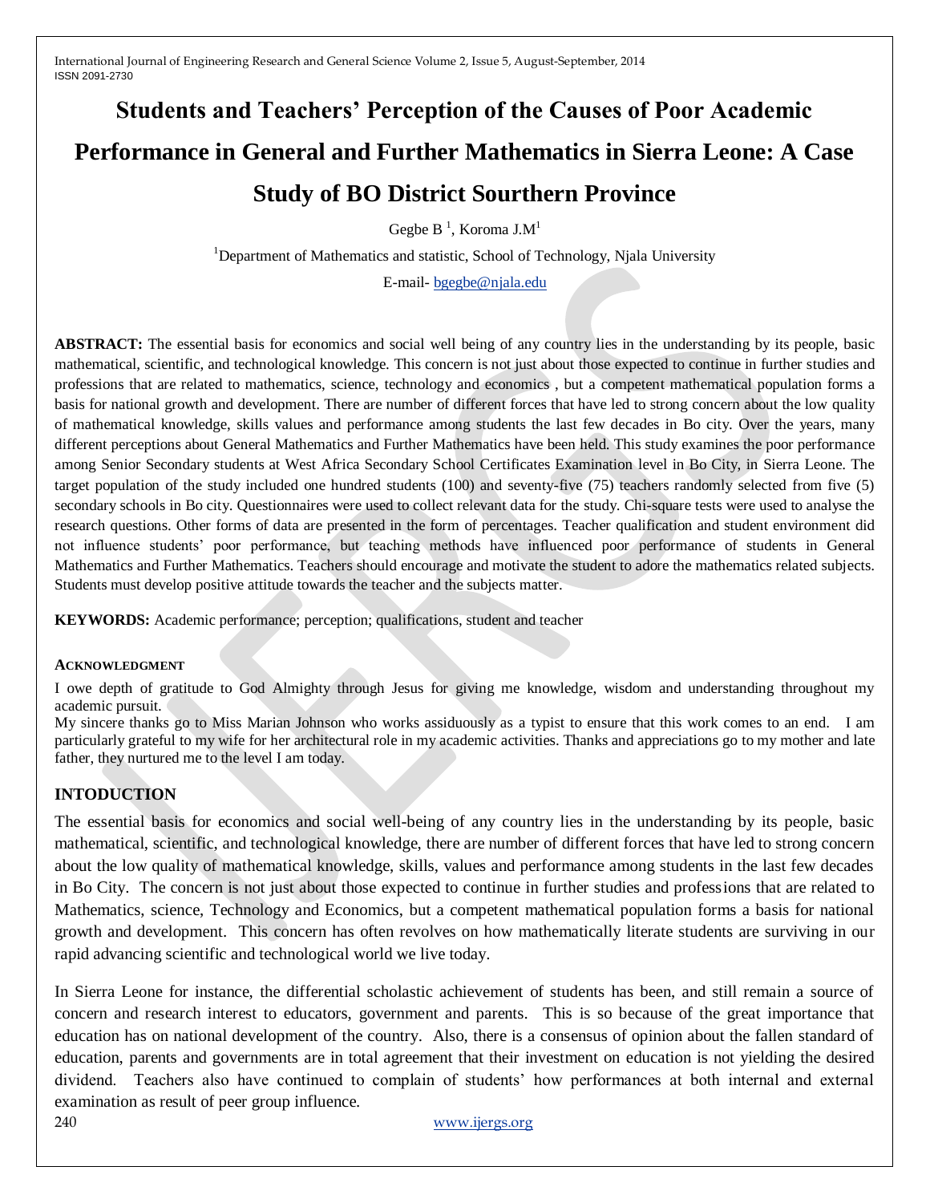# Students and Teachers' Perception of the Causes of Poor Academic Performance in General and Further Mathematics in Sierra Leone: A Case Study of BO District Sourthern Province

Gegbe B [1], Koroma J.M[1]

[1]Department of Mathematics and statistic, School of Technology, Njala University

E-mail- bgegbe@njala.edu

**ABSTRACT:** The essential basis for economics and social well being of any country lies in the understanding by its people, basic mathematical, scientific, and technological knowledge. This concern is not just about those expected to continue in further studies and professions that are related to mathematics, science, technology and economics , but a competent mathematical population forms a basis for national growth and development. There are number of different forces that have led to strong concern about the low quality of mathematical knowledge, skills values and performance among students the last few decades in Bo city. Over the years, many different perceptions about General Mathematics and Further Mathematics have been held. This study examines the poor performance among Senior Secondary students at West Africa Secondary School Certificates Examination level in Bo City, in Sierra Leone. The target population of the study included one hundred students (100) and seventy-five (75) teachers randomly selected from five (5) secondary schools in Bo city. Questionnaires were used to collect relevant data for the study. Chi-square tests were used to analyse the research questions. Other forms of data are presented in the form of percentages. Teacher qualification and student environment did not influence students' poor performance, but teaching methods have influenced poor performance of students in General Mathematics and Further Mathematics. Teachers should encourage and motivate the student to adore the mathematics related subjects. Students must develop positive attitude towards the teacher and the subjects matter.

**KEYWORDS:** Academic performance; perception; qualifications, student and teacher

#### ACKNOWLEDGMENT

I owe depth of gratitude to God Almighty through Jesus for giving me knowledge, wisdom and understanding throughout my academic pursuit.

My sincere thanks go to Miss Marian Johnson who works assiduously as a typist to ensure that this work comes to an end. I am particularly grateful to my wife for her architectural role in my academic activities. Thanks and appreciations go to my mother and late father, they nurtured me to the level I am today.

## INTODUCTION

The essential basis for economics and social well-being of any country lies in the understanding by its people, basic mathematical, scientific, and technological knowledge, there are number of different forces that have led to strong concern about the low quality of mathematical knowledge, skills, values and performance among students in the last few decades in Bo City. The concern is not just about those expected to continue in further studies and professions that are related to Mathematics, science, Technology and Economics, but a competent mathematical population forms a basis for national growth and development. This concern has often revolves on how mathematically literate students are surviving in our rapid advancing scientific and technological world we live today.

In Sierra Leone for instance, the differential scholastic achievement of students has been, and still remain a source of concern and research interest to educators, government and parents. This is so because of the great importance that education has on national development of the country. Also, there is a consensus of opinion about the fallen standard of education, parents and governments are in total agreement that their investment on education is not yielding the desired dividend. Teachers also have continued to complain of students' how performances at both internal and external examination as result of peer group influence.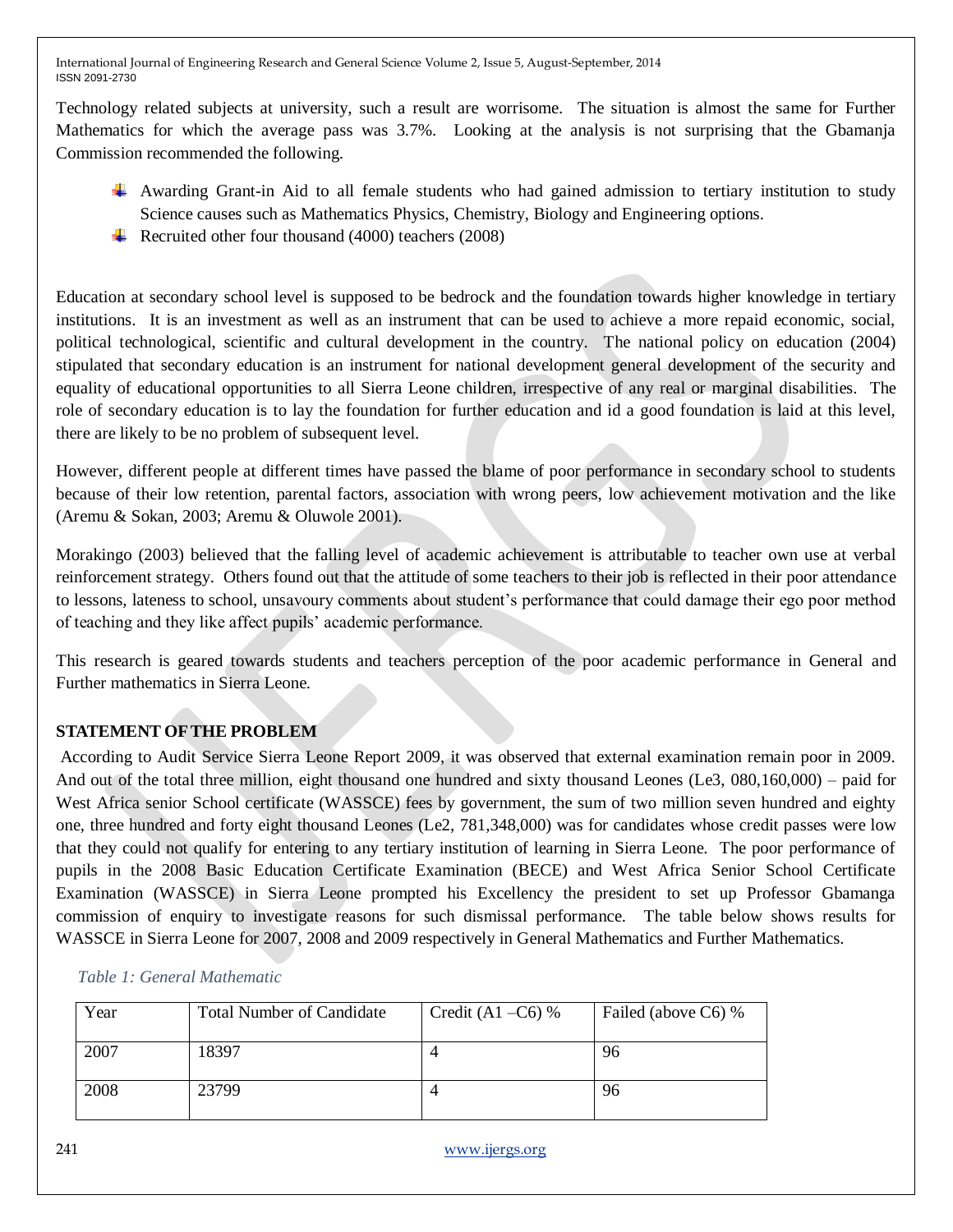Technology related subjects at university, such a result are worrisome. The situation is almost the same for Further Mathematics for which the average pass was 3.7%. Looking at the analysis is not surprising that the Gbamanja Commission recommended the following.

- Awarding Grant-in Aid to all female students who had gained admission to tertiary institution to study Science causes such as Mathematics Physics, Chemistry, Biology and Engineering options.
- Recruited other four thousand (4000) teachers (2008)

Education at secondary school level is supposed to be bedrock and the foundation towards higher knowledge in tertiary institutions. It is an investment as well as an instrument that can be used to achieve a more repaid economic, social, political technological, scientific and cultural development in the country. The national policy on education (2004) stipulated that secondary education is an instrument for national development general development of the security and equality of educational opportunities to all Sierra Leone children, irrespective of any real or marginal disabilities. The role of secondary education is to lay the foundation for further education and id a good foundation is laid at this level, there are likely to be no problem of subsequent level.

However, different people at different times have passed the blame of poor performance in secondary school to students because of their low retention, parental factors, association with wrong peers, low achievement motivation and the like (Aremu & Sokan, 2003; Aremu & Oluwole 2001).

Morakingo (2003) believed that the falling level of academic achievement is attributable to teacher own use at verbal reinforcement strategy. Others found out that the attitude of some teachers to their job is reflected in their poor attendance to lessons, lateness to school, unsavoury comments about student's performance that could damage their ego poor method of teaching and they like affect pupils' academic performance.

This research is geared towards students and teachers perception of the poor academic performance in General and Further mathematics in Sierra Leone.

## STATEMENT OF THE PROBLEM

According to Audit Service Sierra Leone Report 2009, it was observed that external examination remain poor in 2009. And out of the total three million, eight thousand one hundred and sixty thousand Leones (Le3, 080,160,000) – paid for West Africa senior School certificate (WASSCE) fees by government, the sum of two million seven hundred and eighty one, three hundred and forty eight thousand Leones (Le2, 781,348,000) was for candidates whose credit passes were low that they could not qualify for entering to any tertiary institution of learning in Sierra Leone. The poor performance of pupils in the 2008 Basic Education Certificate Examination (BECE) and West Africa Senior School Certificate Examination (WASSCE) in Sierra Leone prompted his Excellency the president to set up Professor Gbamanga commission of enquiry to investigate reasons for such dismissal performance. The table below shows results for WASSCE in Sierra Leone for 2007, 2008 and 2009 respectively in General Mathematics and Further Mathematics.

*Table 1: General Mathematic*

| Year | Total Number of Candidate | Credit (A1 –C6) % | Failed (above C6) % |
|---|---|---|---|
| 2007 | 18397 | 4 | 96 |
| 2008 | 23799 | 4 | 96 |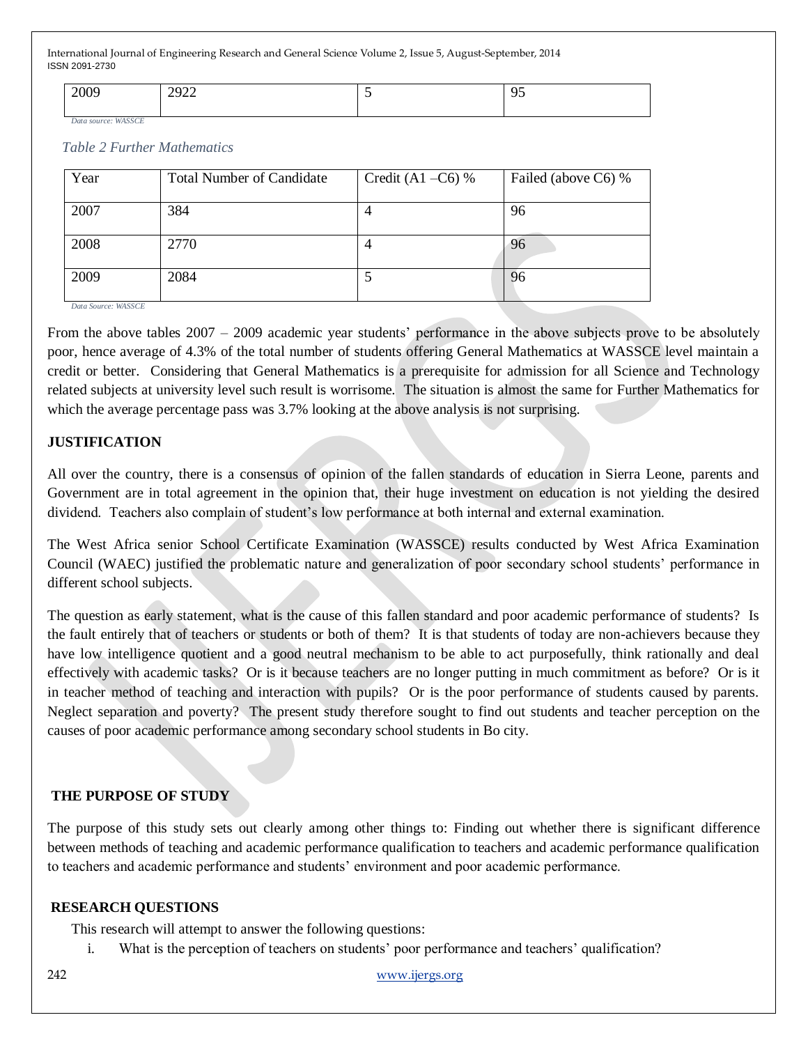| 2009 | 2922 | 5 | 95 |
| --- | --- | --- | --- |

*Data source: WASSCE*

*Table 2 Further Mathematics*

| Year | Total Number of Candidate | Credit (A1 –C6) % | Failed (above C6) % |
| --- | --- | --- | --- |
| 2007 | 384 | 4 | 96 |
| 2008 | 2770 | 4 | 96 |
| 2009 | 2084 | 5 | 96 |

*Data Source: WASSCE*

From the above tables 2007 – 2009 academic year students' performance in the above subjects prove to be absolutely poor, hence average of 4.3% of the total number of students offering General Mathematics at WASSCE level maintain a credit or better. Considering that General Mathematics is a prerequisite for admission for all Science and Technology related subjects at university level such result is worrisome. The situation is almost the same for Further Mathematics for which the average percentage pass was 3.7% looking at the above analysis is not surprising.

## JUSTIFICATION

All over the country, there is a consensus of opinion of the fallen standards of education in Sierra Leone, parents and Government are in total agreement in the opinion that, their huge investment on education is not yielding the desired dividend. Teachers also complain of student's low performance at both internal and external examination.

The West Africa senior School Certificate Examination (WASSCE) results conducted by West Africa Examination Council (WAEC) justified the problematic nature and generalization of poor secondary school students' performance in different school subjects.

The question as early statement, what is the cause of this fallen standard and poor academic performance of students? Is the fault entirely that of teachers or students or both of them? It is that students of today are non-achievers because they have low intelligence quotient and a good neutral mechanism to be able to act purposefully, think rationally and deal effectively with academic tasks? Or is it because teachers are no longer putting in much commitment as before? Or is it in teacher method of teaching and interaction with pupils? Or is the poor performance of students caused by parents. Neglect separation and poverty? The present study therefore sought to find out students and teacher perception on the causes of poor academic performance among secondary school students in Bo city.

## THE PURPOSE OF STUDY

The purpose of this study sets out clearly among other things to: Finding out whether there is significant difference between methods of teaching and academic performance qualification to teachers and academic performance qualification to teachers and academic performance and students' environment and poor academic performance.

## RESEARCH QUESTIONS

This research will attempt to answer the following questions:

i. What is the perception of teachers on students' poor performance and teachers' qualification?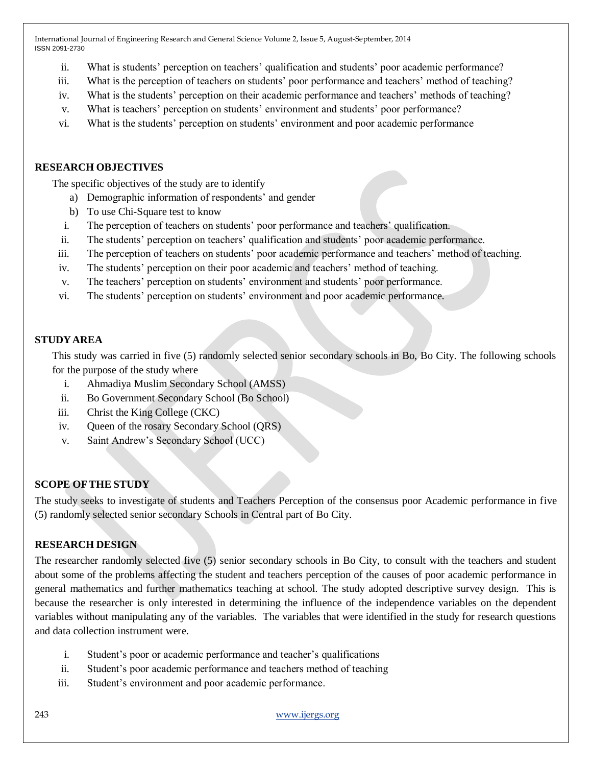ii. What is students' perception on teachers' qualification and students' poor academic performance?
iii. What is the perception of teachers on students' poor performance and teachers' method of teaching?
iv. What is the students' perception on their academic performance and teachers' methods of teaching?
v. What is teachers' perception on students' environment and students' poor performance?
vi. What is the students' perception on students' environment and poor academic performance

## RESEARCH OBJECTIVES

The specific objectives of the study are to identify

a) Demographic information of respondents' and gender
b) To use Chi-Square test to know

i. The perception of teachers on students' poor performance and teachers' qualification.
ii. The students' perception on teachers' qualification and students' poor academic performance.
iii. The perception of teachers on students' poor academic performance and teachers' method of teaching.
iv. The students' perception on their poor academic and teachers' method of teaching.
v. The teachers' perception on students' environment and students' poor performance.
vi. The students' perception on students' environment and poor academic performance.

## STUDY AREA

This study was carried in five (5) randomly selected senior secondary schools in Bo, Bo City. The following schools for the purpose of the study where

i. Ahmadiya Muslim Secondary School (AMSS)
ii. Bo Government Secondary School (Bo School)
iii. Christ the King College (CKC)
iv. Queen of the rosary Secondary School (QRS)
v. Saint Andrew's Secondary School (UCC)

## SCOPE OF THE STUDY

The study seeks to investigate of students and Teachers Perception of the consensus poor Academic performance in five (5) randomly selected senior secondary Schools in Central part of Bo City.

## RESEARCH DESIGN

The researcher randomly selected five (5) senior secondary schools in Bo City, to consult with the teachers and student about some of the problems affecting the student and teachers perception of the causes of poor academic performance in general mathematics and further mathematics teaching at school. The study adopted descriptive survey design. This is because the researcher is only interested in determining the influence of the independence variables on the dependent variables without manipulating any of the variables. The variables that were identified in the study for research questions and data collection instrument were.

i. Student's poor or academic performance and teacher's qualifications
ii. Student's poor academic performance and teachers method of teaching
iii. Student's environment and poor academic performance.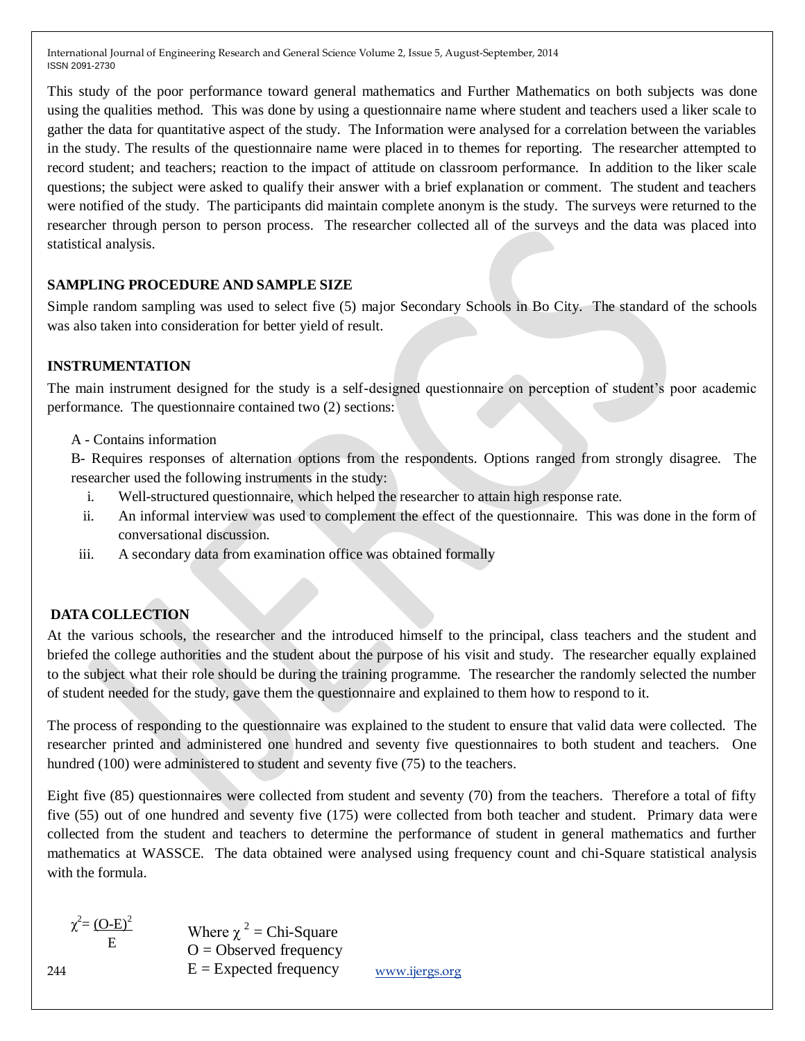This study of the poor performance toward general mathematics and Further Mathematics on both subjects was done using the qualities method. This was done by using a questionnaire name where student and teachers used a liker scale to gather the data for quantitative aspect of the study. The Information were analysed for a correlation between the variables in the study. The results of the questionnaire name were placed in to themes for reporting. The researcher attempted to record student; and teachers; reaction to the impact of attitude on classroom performance. In addition to the liker scale questions; the subject were asked to qualify their answer with a brief explanation or comment. The student and teachers were notified of the study. The participants did maintain complete anonym is the study. The surveys were returned to the researcher through person to person process. The researcher collected all of the surveys and the data was placed into statistical analysis.

## SAMPLING PROCEDURE AND SAMPLE SIZE

Simple random sampling was used to select five (5) major Secondary Schools in Bo City. The standard of the schools was also taken into consideration for better yield of result.

## INSTRUMENTATION

The main instrument designed for the study is a self-designed questionnaire on perception of student's poor academic performance. The questionnaire contained two (2) sections:

A - Contains information

B- Requires responses of alternation options from the respondents. Options ranged from strongly disagree. The researcher used the following instruments in the study:

i. Well-structured questionnaire, which helped the researcher to attain high response rate.
ii. An informal interview was used to complement the effect of the questionnaire. This was done in the form of conversational discussion.
iii. A secondary data from examination office was obtained formally

## DATA COLLECTION

At the various schools, the researcher and the introduced himself to the principal, class teachers and the student and briefed the college authorities and the student about the purpose of his visit and study. The researcher equally explained to the subject what their role should be during the training programme. The researcher the randomly selected the number of student needed for the study, gave them the questionnaire and explained to them how to respond to it.

The process of responding to the questionnaire was explained to the student to ensure that valid data were collected. The researcher printed and administered one hundred and seventy five questionnaires to both student and teachers. One hundred (100) were administered to student and seventy five (75) to the teachers.

Eight five (85) questionnaires were collected from student and seventy (70) from the teachers. Therefore a total of fifty five (55) out of one hundred and seventy five (175) were collected from both teacher and student. Primary data were collected from the student and teachers to determine the performance of student in general mathematics and further mathematics at WASSCE. The data obtained were analysed using frequency count and chi-Square statistical analysis with the formula.

$$\chi^2 = \frac{(O-E)^2}{E}$$

Where $\chi^2$ = Chi-Square
O = Observed frequency
E = Expected frequency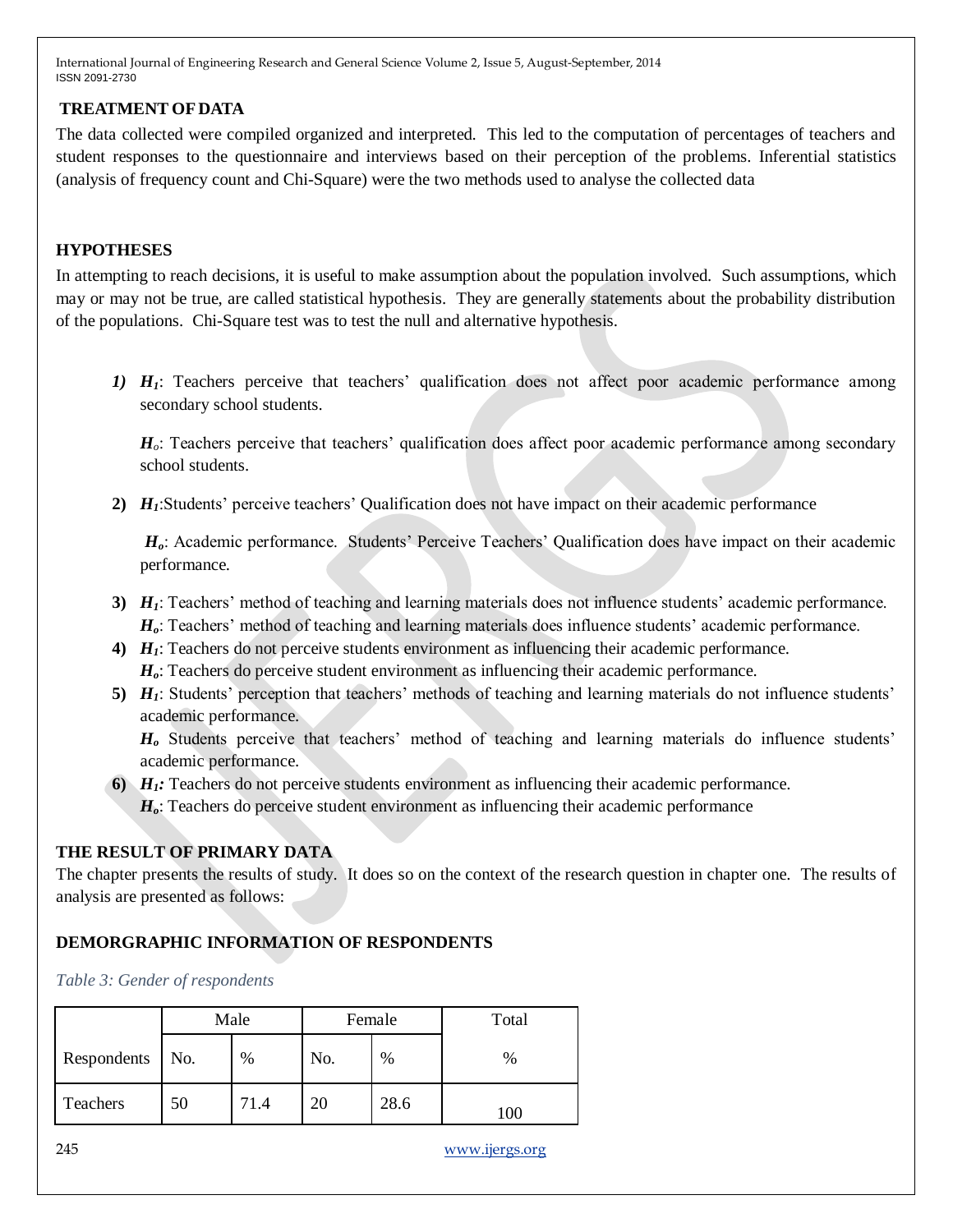## TREATMENT OF DATA

The data collected were compiled organized and interpreted. This led to the computation of percentages of teachers and student responses to the questionnaire and interviews based on their perception of the problems. Inferential statistics (analysis of frequency count and Chi-Square) were the two methods used to analyse the collected data

## HYPOTHESES

In attempting to reach decisions, it is useful to make assumption about the population involved. Such assumptions, which may or may not be true, are called statistical hypothesis. They are generally statements about the probability distribution of the populations. Chi-Square test was to test the null and alternative hypothesis.

1) ***$H_1$***: Teachers perceive that teachers' qualification does not affect poor academic performance among secondary school students.

   ***$H_o$***: Teachers perceive that teachers' qualification does affect poor academic performance among secondary school students.

2) ***$H_1$***:Students' perceive teachers' Qualification does not have impact on their academic performance

   ***$H_o$***: Academic performance. Students' Perceive Teachers' Qualification does have impact on their academic performance.

3) ***$H_1$***: Teachers' method of teaching and learning materials does not influence students' academic performance.
   ***$H_o$***: Teachers' method of teaching and learning materials does influence students' academic performance.
4) ***$H_1$***: Teachers do not perceive students environment as influencing their academic performance.
   ***$H_o$***: Teachers do perceive student environment as influencing their academic performance.
5) ***$H_1$***: Students' perception that teachers' methods of teaching and learning materials do not influence students' academic performance.
   ***$H_o$*** Students perceive that teachers' method of teaching and learning materials do influence students' academic performance.
6) ***$H_1$:*** Teachers do not perceive students environment as influencing their academic performance.
   ***$H_o$***: Teachers do perceive student environment as influencing their academic performance

## THE RESULT OF PRIMARY DATA

The chapter presents the results of study. It does so on the context of the research question in chapter one. The results of analysis are presented as follows:

## DEMORGRAPHIC INFORMATION OF RESPONDENTS

*Table 3: Gender of respondents*

| | Male | | Female | | Total |
|---|---|---|---|---|---|
| Respondents | No. | % | No. | % | % |
| Teachers | 50 | 71.4 | 20 | 28.6 | 100 |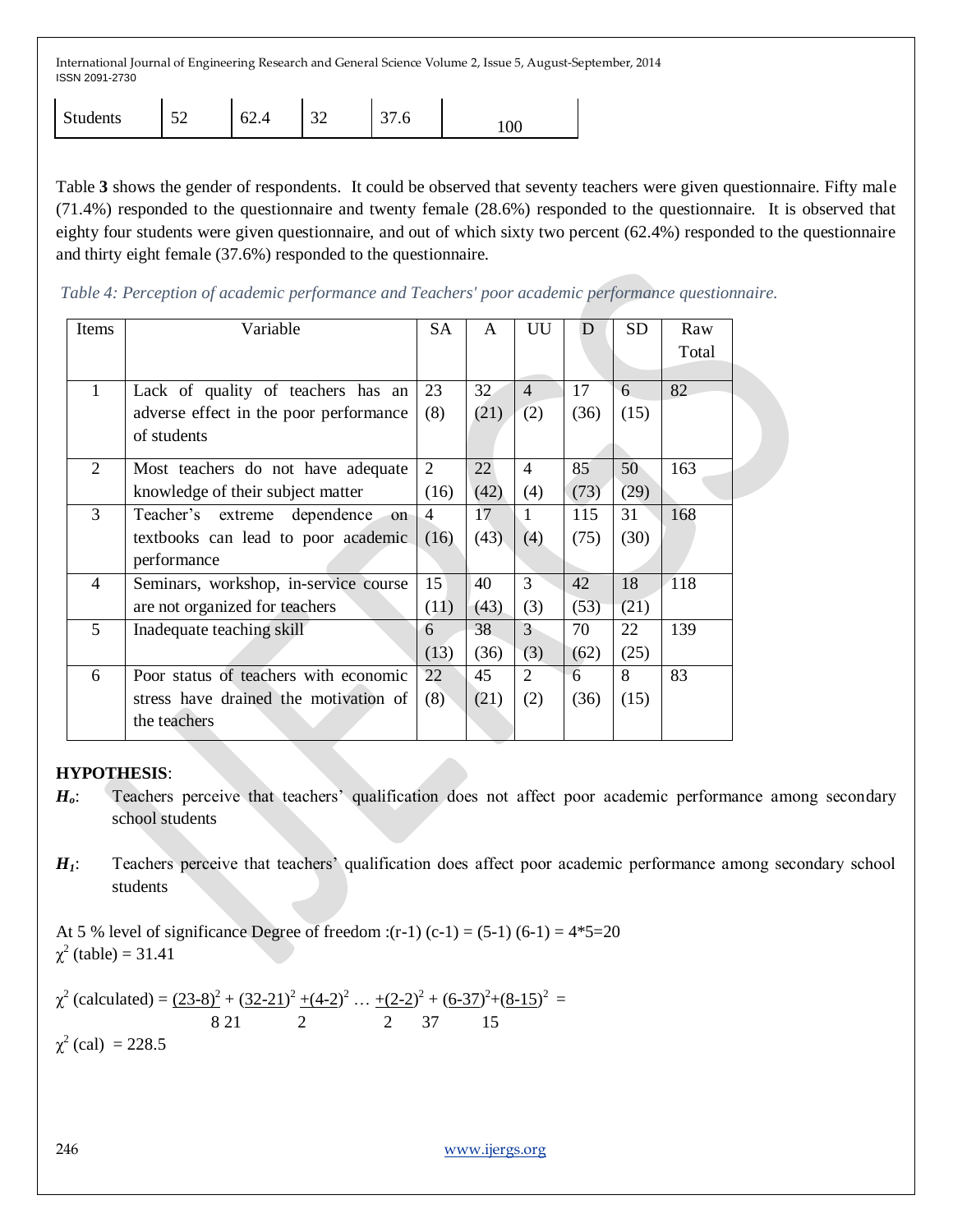| Students | 52 | 62.4 | 32 | 37.6 | 100 |
|---|---|---|---|---|---|

Table **3** shows the gender of respondents. It could be observed that seventy teachers were given questionnaire. Fifty male (71.4%) responded to the questionnaire and twenty female (28.6%) responded to the questionnaire. It is observed that eighty four students were given questionnaire, and out of which sixty two percent (62.4%) responded to the questionnaire and thirty eight female (37.6%) responded to the questionnaire.

*Table 4: Perception of academic performance and Teachers' poor academic performance questionnaire.*

| Items | Variable | SA | A | UU | D | SD | Raw Total |
|---|---|---|---|---|---|---|---|
| 1 | Lack of quality of teachers has an adverse effect in the poor performance of students | 23 (8) | 32 (21) | 4 (2) | 17 (36) | 6 (15) | 82 |
| 2 | Most teachers do not have adequate knowledge of their subject matter | 2 (16) | 22 (42) | 4 (4) | 85 (73) | 50 (29) | 163 |
| 3 | Teacher's extreme dependence on textbooks can lead to poor academic performance | 4 (16) | 17 (43) | 1 (4) | 115 (75) | 31 (30) | 168 |
| 4 | Seminars, workshop, in-service course are not organized for teachers | 15 (11) | 40 (43) | 3 (3) | 42 (53) | 18 (21) | 118 |
| 5 | Inadequate teaching skill | 6 (13) | 38 (36) | 3 (3) | 70 (62) | 22 (25) | 139 |
| 6 | Poor status of teachers with economic stress have drained the motivation of the teachers | 22 (8) | 45 (21) | 2 (2) | 6 (36) | 8 (15) | 83 |

**HYPOTHESIS**:

***$H_o$***: Teachers perceive that teachers' qualification does not affect poor academic performance among secondary school students

***$H_1$***: Teachers perceive that teachers' qualification does affect poor academic performance among secondary school students

At 5 % level of significance Degree of freedom :(r-1) (c-1) = (5-1) (6-1) = 4*5=20

$\chi^2$ (table) = 31.41

$$\chi^2 \text{ (calculated)} = \frac{(23-8)^2}{8} + \frac{(32-21)^2}{21} + \frac{(4-2)^2}{2} \ldots + \frac{(2-2)^2}{2} + \frac{(6-37)^2}{37} + \frac{(8-15)^2}{15} =$$

$\chi^2$ (cal) = 228.5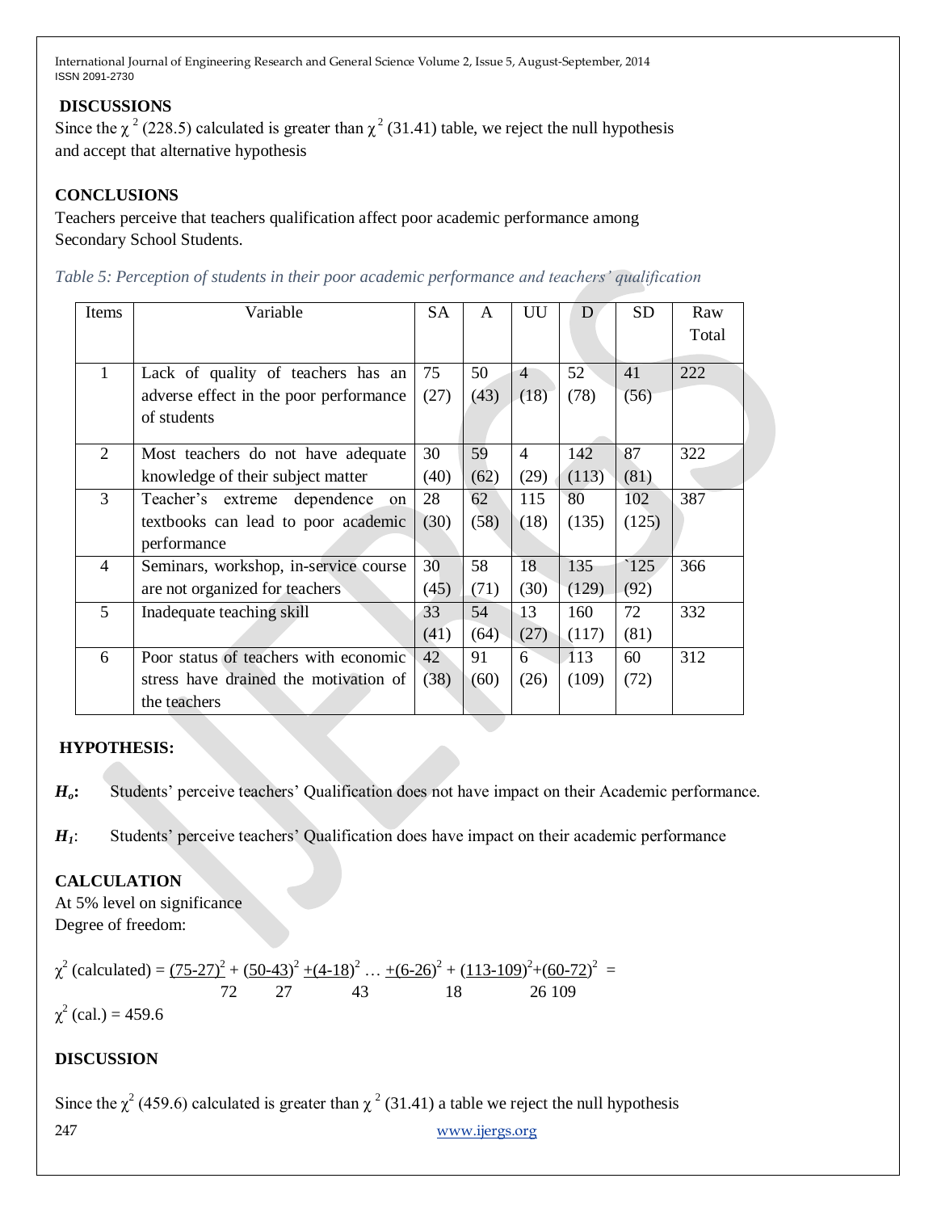## DISCUSSIONS

Since the $\chi^2$ (228.5) calculated is greater than $\chi^2$ (31.41) table, we reject the null hypothesis and accept that alternative hypothesis

## CONCLUSIONS

Teachers perceive that teachers qualification affect poor academic performance among Secondary School Students.

*Table 5: Perception of students in their poor academic performance and teachers' qualification*

| Items | Variable | SA | A | UU | D | SD | Raw Total |
|---|---|---|---|---|---|---|---|
| 1 | Lack of quality of teachers has an adverse effect in the poor performance of students | 75 (27) | 50 (43) | 4 (18) | 52 (78) | 41 (56) | 222 |
| 2 | Most teachers do not have adequate knowledge of their subject matter | 30 (40) | 59 (62) | 4 (29) | 142 (113) | 87 (81) | 322 |
| 3 | Teacher's extreme dependence on textbooks can lead to poor academic performance | 28 (30) | 62 (58) | 115 (18) | 80 (135) | 102 (125) | 387 |
| 4 | Seminars, workshop, in-service course are not organized for teachers | 30 (45) | 58 (71) | 18 (30) | 135 (129) | `125 (92) | 366 |
| 5 | Inadequate teaching skill | 33 (41) | 54 (64) | 13 (27) | 160 (117) | 72 (81) | 332 |
| 6 | Poor status of teachers with economic stress have drained the motivation of the teachers | 42 (38) | 91 (60) | 6 (26) | 113 (109) | 60 (72) | 312 |

## HYPOTHESIS:

$H_o$**:** Students' perceive teachers' Qualification does not have impact on their Academic performance.

$H_1$: Students' perceive teachers' Qualification does have impact on their academic performance

## CALCULATION

At 5% level on significance

Degree of freedom:

$$\chi^2 \text{ (calculated)} = \frac{(75-27)^2}{72} + \frac{(50-43)^2}{27} + \frac{(4-18)^2}{43} \ldots + \frac{(6-26)^2}{18} + \frac{(113-109)^2}{26} + \frac{(60-72)^2}{109} =$$

$\chi^2$ (cal.) = 459.6

## DISCUSSION

Since the $\chi^2$ (459.6) calculated is greater than $\chi^2$ (31.41) a table we reject the null hypothesis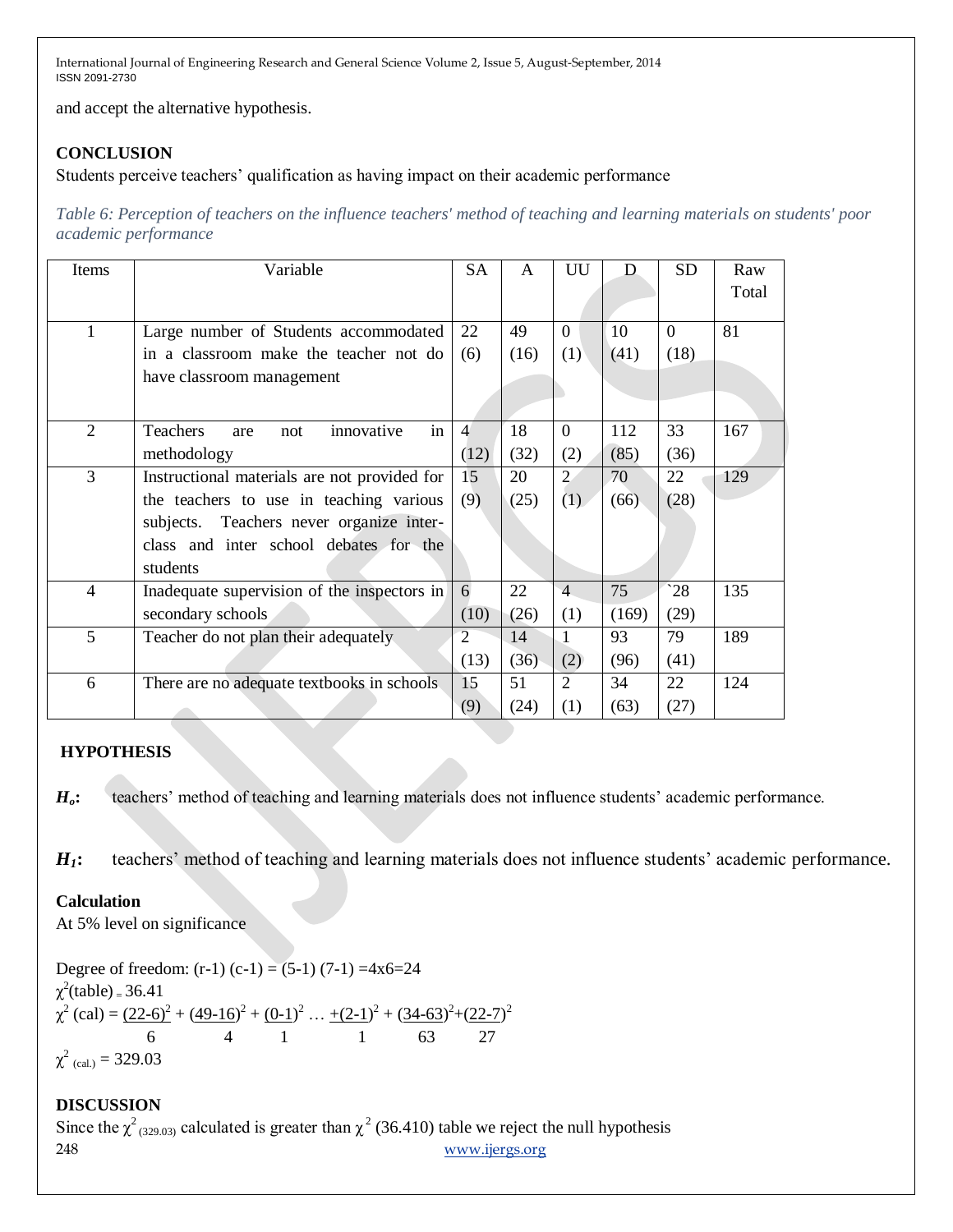and accept the alternative hypothesis.

## CONCLUSION

Students perceive teachers' qualification as having impact on their academic performance

*Table 6: Perception of teachers on the influence teachers' method of teaching and learning materials on students' poor academic performance*

| Items | Variable | SA | A | UU | D | SD | Raw Total |
|---|---|---|---|---|---|---|---|
| 1 | Large number of Students accommodated in a classroom make the teacher not do have classroom management | 22 (6) | 49 (16) | 0 (1) | 10 (41) | 0 (18) | 81 |
| 2 | Teachers are not innovative in methodology | 4 (12) | 18 (32) | 0 (2) | 112 (85) | 33 (36) | 167 |
| 3 | Instructional materials are not provided for the teachers to use in teaching various subjects. Teachers never organize inter-class and inter school debates for the students | 15 (9) | 20 (25) | 2 (1) | 70 (66) | 22 (28) | 129 |
| 4 | Inadequate supervision of the inspectors in secondary schools | 6 (10) | 22 (26) | 4 (1) | 75 (169) | `28 (29) | 135 |
| 5 | Teacher do not plan their adequately | 2 (13) | 14 (36) | 1 (2) | 93 (96) | 79 (41) | 189 |
| 6 | There are no adequate textbooks in schools | 15 (9) | 51 (24) | 2 (1) | 34 (63) | 22 (27) | 124 |

## HYPOTHESIS

***$H_o$*:** teachers' method of teaching and learning materials does not influence students' academic performance.

***$H_1$*:** teachers' method of teaching and learning materials does not influence students' academic performance.

**Calculation**

At 5% level on significance

Degree of freedom: (r-1) (c-1) = (5-1) (7-1) =4x6=24

$\chi^2$(table) = 36.41

$$\chi^2 \text{ (cal)} = \frac{(22-6)^2}{6} + \frac{(49-16)^2}{4} + \frac{(0-1)^2}{1} \ldots + \frac{(2-1)^2}{1} + \frac{(34-63)^2}{63} + \frac{(22-7)^2}{27}$$

$\chi^2_{\text{(cal.)}} = 329.03$

## DISCUSSION

Since the $\chi^2_{(329.03)}$ calculated is greater than $\chi^2$ (36.410) table we reject the null hypothesis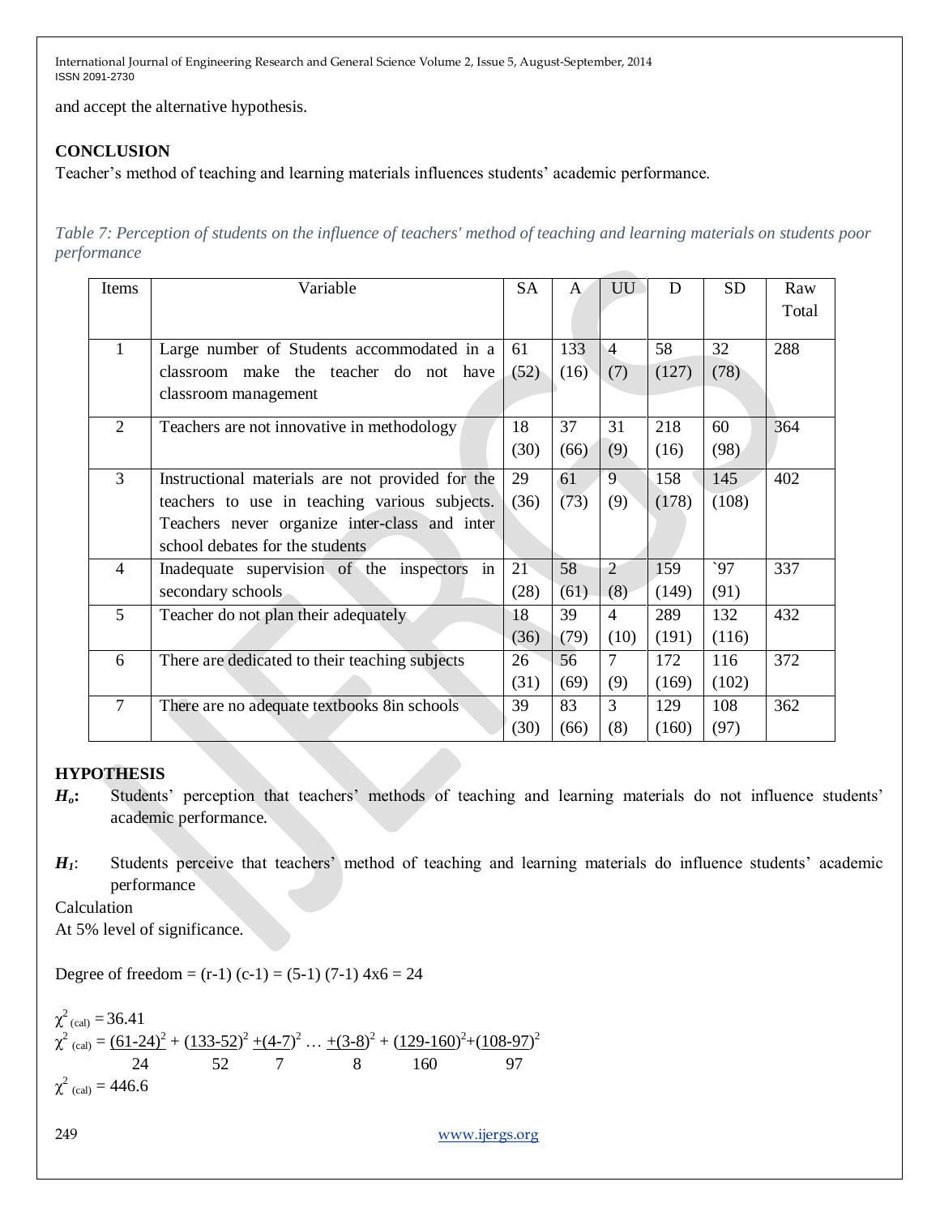and accept the alternative hypothesis.

## CONCLUSION

Teacher's method of teaching and learning materials influences students' academic performance.

*Table 7: Perception of students on the influence of teachers' method of teaching and learning materials on students poor performance*

| Items | Variable | SA | A | UU | D | SD | Raw Total |
|---|---|---|---|---|---|---|---|
| 1 | Large number of Students accommodated in a classroom make the teacher do not have classroom management | 61 (52) | 133 (16) | 4 (7) | 58 (127) | 32 (78) | 288 |
| 2 | Teachers are not innovative in methodology | 18 (30) | 37 (66) | 31 (9) | 218 (16) | 60 (98) | 364 |
| 3 | Instructional materials are not provided for the teachers to use in teaching various subjects. Teachers never organize inter-class and inter school debates for the students | 29 (36) | 61 (73) | 9 (9) | 158 (178) | 145 (108) | 402 |
| 4 | Inadequate supervision of the inspectors in secondary schools | 21 (28) | 58 (61) | 2 (8) | 159 (149) | `97 (91) | 337 |
| 5 | Teacher do not plan their adequately | 18 (36) | 39 (79) | 4 (10) | 289 (191) | 132 (116) | 432 |
| 6 | There are dedicated to their teaching subjects | 26 (31) | 56 (69) | 7 (9) | 172 (169) | 116 (102) | 372 |
| 7 | There are no adequate textbooks 8in schools | 39 (30) | 83 (66) | 3 (8) | 129 (160) | 108 (97) | 362 |

## HYPOTHESIS

***H$_o$*:** Students' perception that teachers' methods of teaching and learning materials do not influence students' academic performance.

***H$_1$*:** Students perceive that teachers' method of teaching and learning materials do influence students' academic performance

Calculation

At 5% level of significance.

Degree of freedom = (r-1) (c-1) = (5-1) (7-1) 4x6 = 24

$\chi^2_{(cal)} = 36.41$

$$\chi^2_{(cal)} = \frac{(61-24)^2}{24} + \frac{(133-52)^2}{52} + \frac{(4-7)^2}{7} \ldots + \frac{(3-8)^2}{8} + \frac{(129-160)^2}{160} + \frac{(108-97)^2}{97}$$

$\chi^2_{(cal)} = 446.6$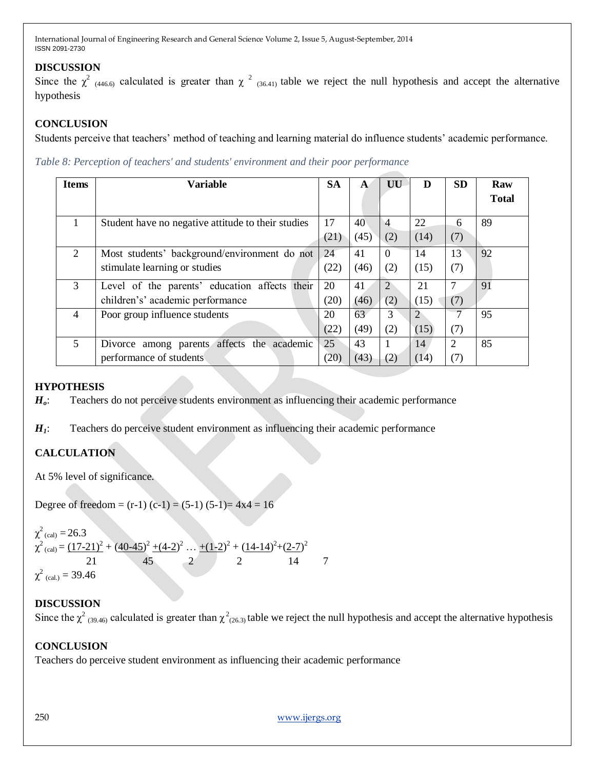## DISCUSSION

Since the $\chi^2_{(446.6)}$ calculated is greater than $\chi^2_{(36.41)}$ table we reject the null hypothesis and accept the alternative hypothesis

## CONCLUSION

Students perceive that teachers' method of teaching and learning material do influence students' academic performance.

*Table 8: Perception of teachers' and students' environment and their poor performance*

| Items | Variable | SA | A | UU | D | SD | Raw Total |
|---|---|---|---|---|---|---|---|
| 1 | Student have no negative attitude to their studies | 17 (21) | 40 (45) | 4 (2) | 22 (14) | 6 (7) | 89 |
| 2 | Most students' background/environment do not stimulate learning or studies | 24 (22) | 41 (46) | 0 (2) | 14 (15) | 13 (7) | 92 |
| 3 | Level of the parents' education affects their children's' academic performance | 20 (20) | 41 (46) | 2 (2) | 21 (15) | 7 (7) | 91 |
| 4 | Poor group influence students | 20 (22) | 63 (49) | 3 (2) | 2 (15) | 7 (7) | 95 |
| 5 | Divorce among parents affects the academic performance of students | 25 (20) | 43 (43) | 1 (2) | 14 (14) | 2 (7) | 85 |

## HYPOTHESIS

***H₀***: Teachers do not perceive students environment as influencing their academic performance

***H₁***: Teachers do perceive student environment as influencing their academic performance

## CALCULATION

At 5% level of significance.

Degree of freedom = (r-1) (c-1) = (5-1) (5-1)= 4x4 = 16

$\chi^2_{(cal)} = 26.3$

$\chi^2_{(cal)} = \frac{(17-21)^2}{21} + \frac{(40-45)^2}{45} + \frac{(4-2)^2}{2} \ldots + \frac{(1-2)^2}{2} + \frac{(14-14)^2}{14} + \frac{(2-7)^2}{7}$

$\chi^2_{(cal.)} = 39.46$

## DISCUSSION

Since the $\chi^2_{(39.46)}$ calculated is greater than $\chi^2_{(26.3)}$ table we reject the null hypothesis and accept the alternative hypothesis

## CONCLUSION

Teachers do perceive student environment as influencing their academic performance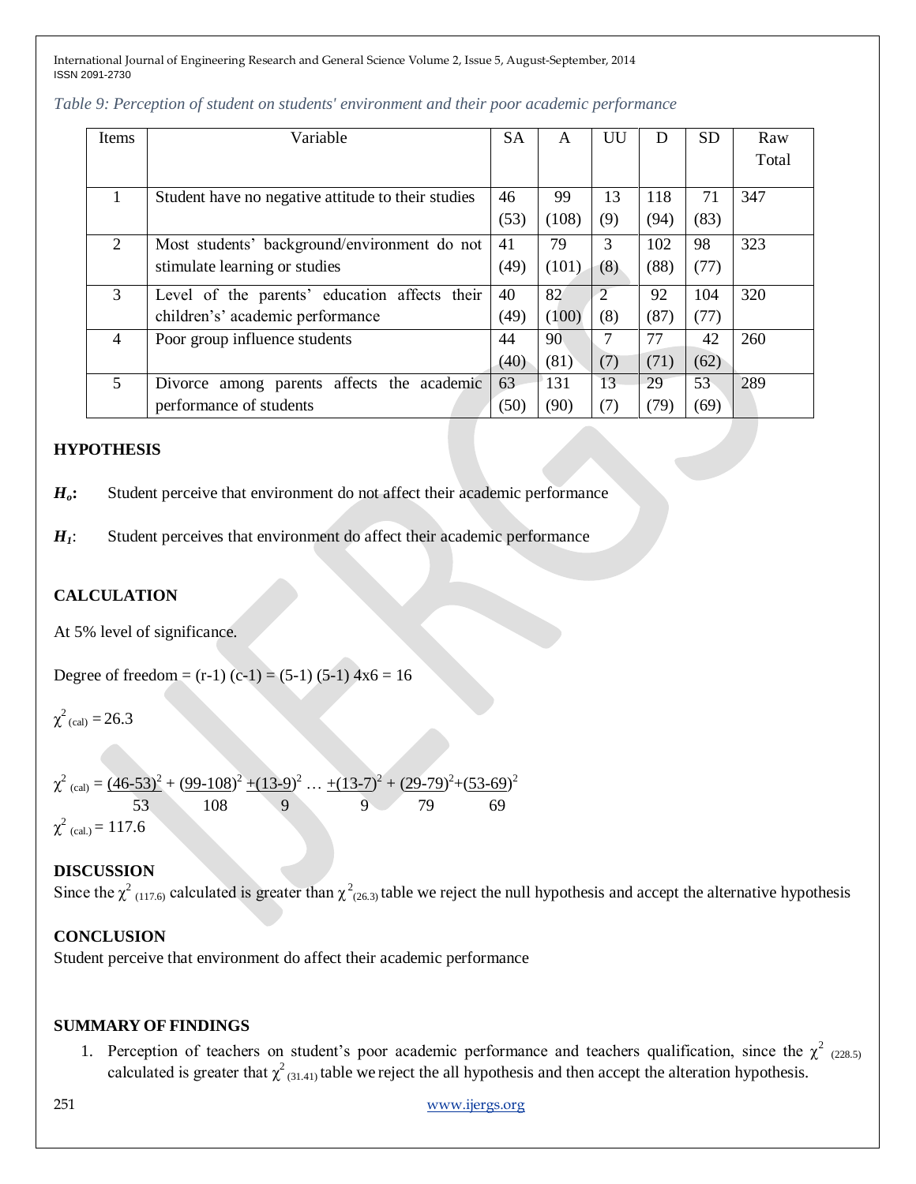*Table 9: Perception of student on students' environment and their poor academic performance*

| Items | Variable | SA | A | UU | D | SD | Raw Total |
|---|---|---|---|---|---|---|---|
| 1 | Student have no negative attitude to their studies | 46 (53) | 99 (108) | 13 (9) | 118 (94) | 71 (83) | 347 |
| 2 | Most students' background/environment do not stimulate learning or studies | 41 (49) | 79 (101) | 3 (8) | 102 (88) | 98 (77) | 323 |
| 3 | Level of the parents' education affects their children's' academic performance | 40 (49) | 82 (100) | 2 (8) | 92 (87) | 104 (77) | 320 |
| 4 | Poor group influence students | 44 (40) | 90 (81) | 7 (7) | 77 (71) | 42 (62) | 260 |
| 5 | Divorce among parents affects the academic performance of students | 63 (50) | 131 (90) | 13 (7) | 29 (79) | 53 (69) | 289 |

## HYPOTHESIS

***H_o*:** Student perceive that environment do not affect their academic performance

***H_1*:** Student perceives that environment do affect their academic performance

## CALCULATION

At 5% level of significance.

Degree of freedom = (r-1) (c-1) = (5-1) (5-1) 4x6 = 16

$\chi^2_{(cal)} = 26.3$

$$\chi^2_{(cal)} = \frac{(46-53)^2}{53} + \frac{(99-108)^2}{108} + \frac{(13-9)^2}{9} \ldots + \frac{(13-7)^2}{9} + \frac{(29-79)^2}{79} + \frac{(53-69)^2}{69}$$

$\chi^2_{(cal.)} = 117.6$

## DISCUSSION

Since the $\chi^2_{(117.6)}$ calculated is greater than $\chi^2_{(26.3)}$ table we reject the null hypothesis and accept the alternative hypothesis

## CONCLUSION

Student perceive that environment do affect their academic performance

## SUMMARY OF FINDINGS

1. Perception of teachers on student's poor academic performance and teachers qualification, since the $\chi^2_{(228.5)}$ calculated is greater that $\chi^2_{(31.41)}$ table we reject the all hypothesis and then accept the alteration hypothesis.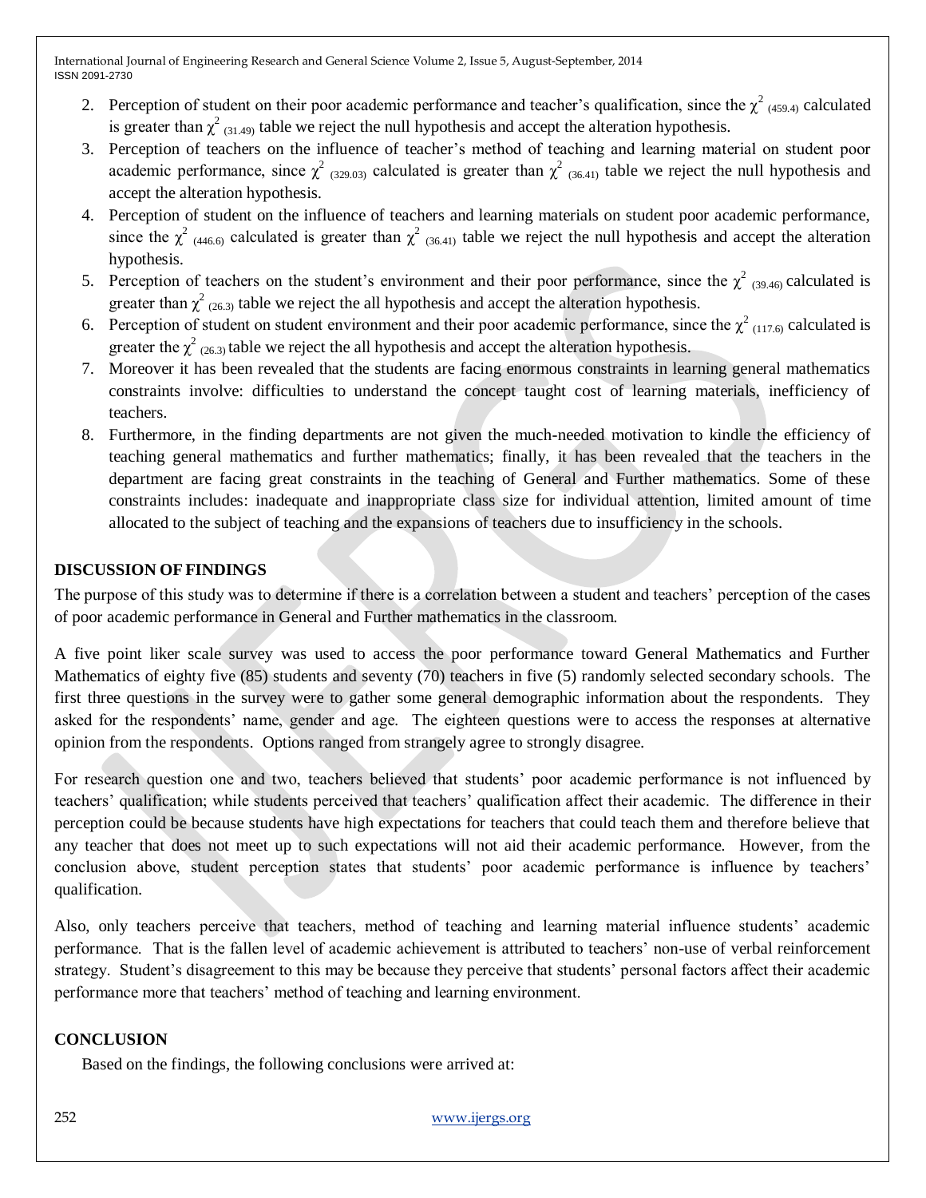2. Perception of student on their poor academic performance and teacher's qualification, since the $\chi^2_{(459.4)}$ calculated is greater than $\chi^2_{(31.49)}$ table we reject the null hypothesis and accept the alteration hypothesis.
3. Perception of teachers on the influence of teacher's method of teaching and learning material on student poor academic performance, since $\chi^2_{(329.03)}$ calculated is greater than $\chi^2_{(36.41)}$ table we reject the null hypothesis and accept the alteration hypothesis.
4. Perception of student on the influence of teachers and learning materials on student poor academic performance, since the $\chi^2_{(446.6)}$ calculated is greater than $\chi^2_{(36.41)}$ table we reject the null hypothesis and accept the alteration hypothesis.
5. Perception of teachers on the student's environment and their poor performance, since the $\chi^2_{(39.46)}$ calculated is greater than $\chi^2_{(26.3)}$ table we reject the all hypothesis and accept the alteration hypothesis.
6. Perception of student on student environment and their poor academic performance, since the $\chi^2_{(117.6)}$ calculated is greater the $\chi^2_{(26.3)}$ table we reject the all hypothesis and accept the alteration hypothesis.
7. Moreover it has been revealed that the students are facing enormous constraints in learning general mathematics constraints involve: difficulties to understand the concept taught cost of learning materials, inefficiency of teachers.
8. Furthermore, in the finding departments are not given the much-needed motivation to kindle the efficiency of teaching general mathematics and further mathematics; finally, it has been revealed that the teachers in the department are facing great constraints in the teaching of General and Further mathematics. Some of these constraints includes: inadequate and inappropriate class size for individual attention, limited amount of time allocated to the subject of teaching and the expansions of teachers due to insufficiency in the schools.

## DISCUSSION OF FINDINGS

The purpose of this study was to determine if there is a correlation between a student and teachers' perception of the cases of poor academic performance in General and Further mathematics in the classroom.

A five point liker scale survey was used to access the poor performance toward General Mathematics and Further Mathematics of eighty five (85) students and seventy (70) teachers in five (5) randomly selected secondary schools. The first three questions in the survey were to gather some general demographic information about the respondents. They asked for the respondents' name, gender and age. The eighteen questions were to access the responses at alternative opinion from the respondents. Options ranged from strangely agree to strongly disagree.

For research question one and two, teachers believed that students' poor academic performance is not influenced by teachers' qualification; while students perceived that teachers' qualification affect their academic. The difference in their perception could be because students have high expectations for teachers that could teach them and therefore believe that any teacher that does not meet up to such expectations will not aid their academic performance. However, from the conclusion above, student perception states that students' poor academic performance is influence by teachers' qualification.

Also, only teachers perceive that teachers, method of teaching and learning material influence students' academic performance. That is the fallen level of academic achievement is attributed to teachers' non-use of verbal reinforcement strategy. Student's disagreement to this may be because they perceive that students' personal factors affect their academic performance more that teachers' method of teaching and learning environment.

## CONCLUSION

Based on the findings, the following conclusions were arrived at: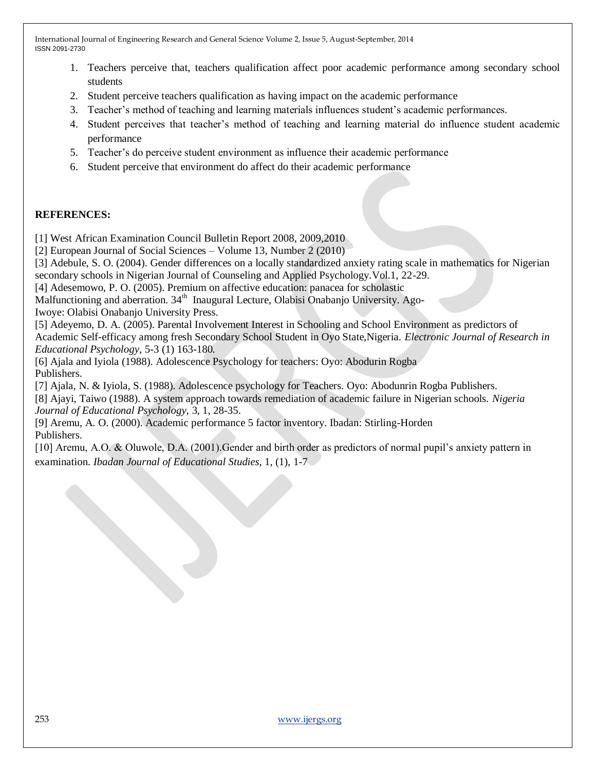1. Teachers perceive that, teachers qualification affect poor academic performance among secondary school students
2. Student perceive teachers qualification as having impact on the academic performance
3. Teacher's method of teaching and learning materials influences student's academic performances.
4. Student perceives that teacher's method of teaching and learning material do influence student academic performance
5. Teacher's do perceive student environment as influence their academic performance
6. Student perceive that environment do affect do their academic performance

**REFERENCES:**

[1] West African Examination Council Bulletin Report 2008, 2009,2010

[2] European Journal of Social Sciences – Volume 13, Number 2 (2010)

[3] Adebule, S. O. (2004). Gender differences on a locally standardized anxiety rating scale in mathematics for Nigerian secondary schools in Nigerian Journal of Counseling and Applied Psychology.Vol.1, 22-29.

[4] Adesemowo, P. O. (2005). Premium on affective education: panacea for scholastic Malfunctioning and aberration. 34th Inaugural Lecture, Olabisi Onabanjo University. Ago-Iwoye: Olabisi Onabanjo University Press.

[5] Adeyemo, D. A. (2005). Parental Involvement Interest in Schooling and School Environment as predictors of Academic Self-efficacy among fresh Secondary School Student in Oyo State,Nigeria. *Electronic Journal of Research in Educational Psychology*, 5-3 (1) 163-180.

[6] Ajala and Iyiola (1988). Adolescence Psychology for teachers: Oyo: Abodurin Rogba Publishers.

[7] Ajala, N. & Iyiola, S. (1988). Adolescence psychology for Teachers. Oyo: Abodunrin Rogba Publishers.

[8] Ajayi, Taiwo (1988). A system approach towards remediation of academic failure in Nigerian schools. *Nigeria Journal of Educational Psychology*, 3, 1, 28-35.

[9] Aremu, A. O. (2000). Academic performance 5 factor inventory. Ibadan: Stirling-Horden Publishers.

[10] Aremu, A.O. & Oluwole, D.A. (2001).Gender and birth order as predictors of normal pupil's anxiety pattern in examination. *Ibadan Journal of Educational Studies*, 1, (1), 1-7